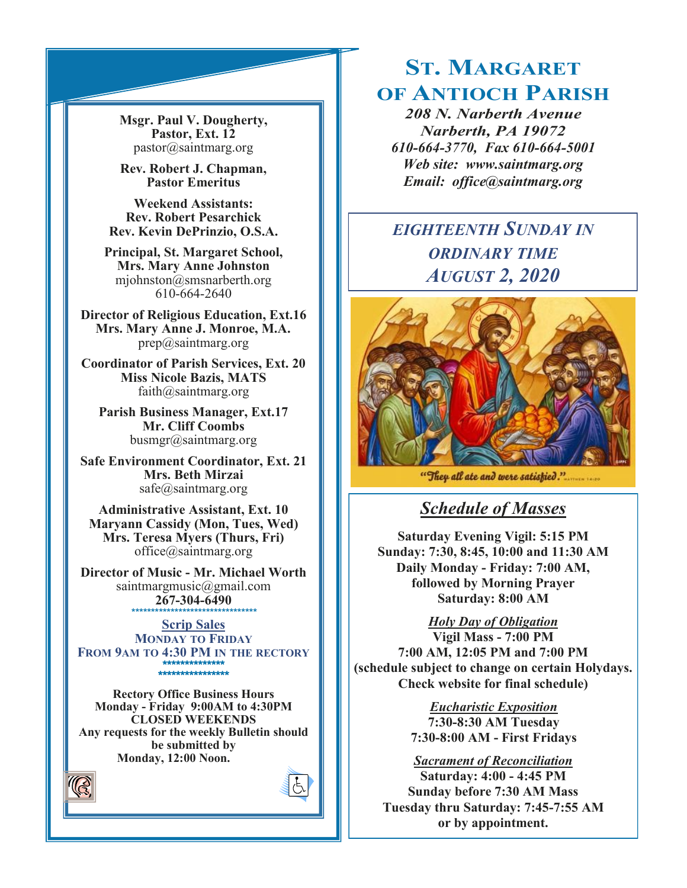# St. Margaret of Antioch Parish

*208 N. Narberth Avenue*
*Narberth, PA 19072*
*610-664-3770, Fax 610-664-5001*
*Web site: www.saintmarg.org*
*Email: office@saintmarg.org*

## *Eighteenth Sunday in Ordinary Time*
## *August 2, 2020*

"They all ate and were satisfied." Matthew 14:20

**Msgr. Paul V. Dougherty, Pastor, Ext. 12**
pastor@saintmarg.org

**Rev. Robert J. Chapman, Pastor Emeritus**

**Weekend Assistants:**
**Rev. Robert Pesarchick**
**Rev. Kevin DePrinzio, O.S.A.**

**Principal, St. Margaret School, Mrs. Mary Anne Johnston**
mjohnston@smsnarberth.org
610-664-2640

**Director of Religious Education, Ext.16**
**Mrs. Mary Anne J. Monroe, M.A.**
prep@saintmarg.org

**Coordinator of Parish Services, Ext. 20**
**Miss Nicole Bazis, MATS**
faith@saintmarg.org

**Parish Business Manager, Ext.17**
**Mr. Cliff Coombs**
busmgr@saintmarg.org

**Safe Environment Coordinator, Ext. 21**
**Mrs. Beth Mirzai**
safe@saintmarg.org

**Administrative Assistant, Ext. 10**
**Maryann Cassidy (Mon, Tues, Wed)**
**Mrs. Teresa Myers (Thurs, Fri)**
office@saintmarg.org

**Director of Music - Mr. Michael Worth**
saintmargmusic@gmail.com
**267-304-6490**

********************************

**Scrip Sales**
**Monday to Friday**
**From 9AM to 4:30 PM in the Rectory**

***************
****************

**Rectory Office Business Hours**
**Monday - Friday 9:00AM to 4:30PM**
**CLOSED WEEKENDS**
**Any requests for the weekly Bulletin should be submitted by Monday, 12:00 Noon.**

## *Schedule of Masses*

**Saturday Evening Vigil: 5:15 PM**
**Sunday: 7:30, 8:45, 10:00 and 11:30 AM**
**Daily Monday - Friday: 7:00 AM, followed by Morning Prayer**
**Saturday: 8:00 AM**

***Holy Day of Obligation***
**Vigil Mass - 7:00 PM**
**7:00 AM, 12:05 PM and 7:00 PM**
**(schedule subject to change on certain Holydays. Check website for final schedule)**

***Eucharistic Exposition***
**7:30-8:30 AM Tuesday**
**7:30-8:00 AM - First Fridays**

***Sacrament of Reconciliation***
**Saturday: 4:00 - 4:45 PM**
**Sunday before 7:30 AM Mass**
**Tuesday thru Saturday: 7:45-7:55 AM**
**or by appointment.**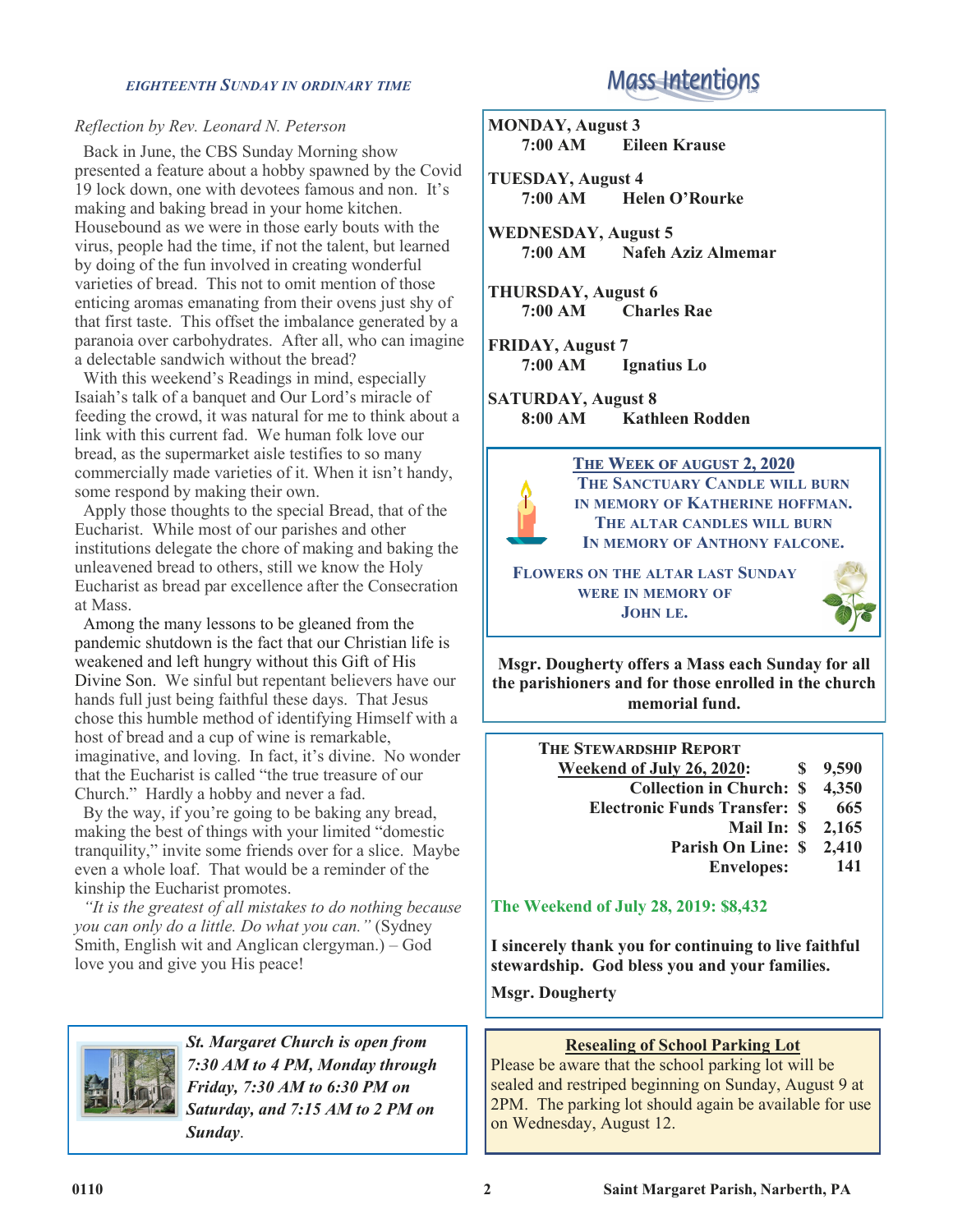*EIGHTEENTH SUNDAY IN ORDINARY TIME*

*Reflection by Rev. Leonard N. Peterson*

Back in June, the CBS Sunday Morning show presented a feature about a hobby spawned by the Covid 19 lock down, one with devotees famous and non. It's making and baking bread in your home kitchen. Housebound as we were in those early bouts with the virus, people had the time, if not the talent, but learned by doing of the fun involved in creating wonderful varieties of bread. This not to omit mention of those enticing aromas emanating from their ovens just shy of that first taste. This offset the imbalance generated by a paranoia over carbohydrates. After all, who can imagine a delectable sandwich without the bread?

With this weekend's Readings in mind, especially Isaiah's talk of a banquet and Our Lord's miracle of feeding the crowd, it was natural for me to think about a link with this current fad. We human folk love our bread, as the supermarket aisle testifies to so many commercially made varieties of it. When it isn't handy, some respond by making their own.

Apply those thoughts to the special Bread, that of the Eucharist. While most of our parishes and other institutions delegate the chore of making and baking the unleavened bread to others, still we know the Holy Eucharist as bread par excellence after the Consecration at Mass.

Among the many lessons to be gleaned from the pandemic shutdown is the fact that our Christian life is weakened and left hungry without this Gift of His Divine Son. We sinful but repentant believers have our hands full just being faithful these days. That Jesus chose this humble method of identifying Himself with a host of bread and a cup of wine is remarkable, imaginative, and loving. In fact, it's divine. No wonder that the Eucharist is called "the true treasure of our Church." Hardly a hobby and never a fad.

By the way, if you're going to be baking any bread, making the best of things with your limited "domestic tranquility," invite some friends over for a slice. Maybe even a whole loaf. That would be a reminder of the kinship the Eucharist promotes.

*"It is the greatest of all mistakes to do nothing because you can only do a little. Do what you can."* (Sydney Smith, English wit and Anglican clergyman.) – God love you and give you His peace!

***St. Margaret Church is open from 7:30 AM to 4 PM, Monday through Friday, 7:30 AM to 6:30 PM on Saturday, and 7:15 AM to 2 PM on Sunday.***

## Mass Intentions

**MONDAY, August 3**
**7:00 AM Eileen Krause**

**TUESDAY, August 4**
**7:00 AM Helen O'Rourke**

**WEDNESDAY, August 5**
**7:00 AM Nafeh Aziz Almemar**

**THURSDAY, August 6**
**7:00 AM Charles Rae**

**FRIDAY, August 7**
**7:00 AM Ignatius Lo**

**SATURDAY, August 8**
**8:00 AM Kathleen Rodden**

**THE WEEK OF AUGUST 2, 2020**
**THE SANCTUARY CANDLE WILL BURN IN MEMORY OF KATHERINE HOFFMAN.**
**THE ALTAR CANDLES WILL BURN IN MEMORY OF ANTHONY FALCONE.**

**FLOWERS ON THE ALTAR LAST SUNDAY WERE IN MEMORY OF JOHN LE.**

**Msgr. Dougherty offers a Mass each Sunday for all the parishioners and for those enrolled in the church memorial fund.**

**THE STEWARDSHIP REPORT**

| **Weekend of July 26, 2020:** | **$ 9,590** |
|---|---|
| **Collection in Church:** | **$ 4,350** |
| **Electronic Funds Transfer:** | **$ 665** |
| **Mail In:** | **$ 2,165** |
| **Parish On Line:** | **$ 2,410** |
| **Envelopes:** | **141** |

**The Weekend of July 28, 2019: $8,432**

**I sincerely thank you for continuing to live faithful stewardship. God bless you and your families.**

**Msgr. Dougherty**

**Resealing of School Parking Lot**

Please be aware that the school parking lot will be sealed and restriped beginning on Sunday, August 9 at 2PM. The parking lot should again be available for use on Wednesday, August 12.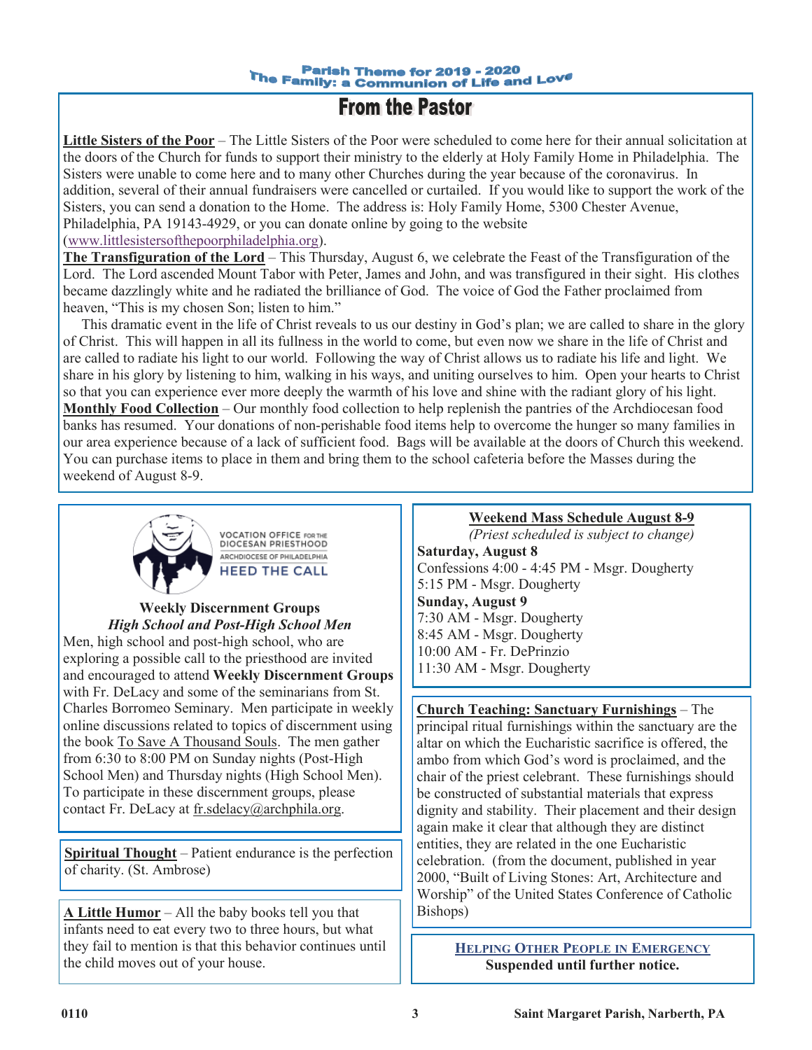Parish Theme for 2019 - 2020
The Family: a Communion of Life and Love

# From the Pastor

**Little Sisters of the Poor** – The Little Sisters of the Poor were scheduled to come here for their annual solicitation at the doors of the Church for funds to support their ministry to the elderly at Holy Family Home in Philadelphia. The Sisters were unable to come here and to many other Churches during the year because of the coronavirus. In addition, several of their annual fundraisers were cancelled or curtailed. If you would like to support the work of the Sisters, you can send a donation to the Home. The address is: Holy Family Home, 5300 Chester Avenue, Philadelphia, PA 19143-4929, or you can donate online by going to the website (www.littlesistersofthepoorphiladelphia.org).

**The Transfiguration of the Lord** – This Thursday, August 6, we celebrate the Feast of the Transfiguration of the Lord. The Lord ascended Mount Tabor with Peter, James and John, and was transfigured in their sight. His clothes became dazzlingly white and he radiated the brilliance of God. The voice of God the Father proclaimed from heaven, "This is my chosen Son; listen to him."

This dramatic event in the life of Christ reveals to us our destiny in God's plan; we are called to share in the glory of Christ. This will happen in all its fullness in the world to come, but even now we share in the life of Christ and are called to radiate his light to our world. Following the way of Christ allows us to radiate his life and light. We share in his glory by listening to him, walking in his ways, and uniting ourselves to him. Open your hearts to Christ so that you can experience ever more deeply the warmth of his love and shine with the radiant glory of his light.

**Monthly Food Collection** – Our monthly food collection to help replenish the pantries of the Archdiocesan food banks has resumed. Your donations of non-perishable food items help to overcome the hunger so many families in our area experience because of a lack of sufficient food. Bags will be available at the doors of Church this weekend. You can purchase items to place in them and bring them to the school cafeteria before the Masses during the weekend of August 8-9.

VOCATION OFFICE FOR THE DIOCESAN PRIESTHOOD
ARCHDIOCESE OF PHILADELPHIA
HEED THE CALL

**Weekly Discernment Groups**
***High School and Post-High School Men***

Men, high school and post-high school, who are exploring a possible call to the priesthood are invited and encouraged to attend **Weekly Discernment Groups** with Fr. DeLacy and some of the seminarians from St. Charles Borromeo Seminary. Men participate in weekly online discussions related to topics of discernment using the book To Save A Thousand Souls. The men gather from 6:30 to 8:00 PM on Sunday nights (Post-High School Men) and Thursday nights (High School Men). To participate in these discernment groups, please contact Fr. DeLacy at fr.sdelacy@archphila.org.

**Spiritual Thought** – Patient endurance is the perfection of charity. (St. Ambrose)

**A Little Humor** – All the baby books tell you that infants need to eat every two to three hours, but what they fail to mention is that this behavior continues until the child moves out of your house.

**Weekend Mass Schedule August 8-9**
*(Priest scheduled is subject to change)*

**Saturday, August 8**
Confessions 4:00 - 4:45 PM - Msgr. Dougherty
5:15 PM - Msgr. Dougherty

**Sunday, August 9**
7:30 AM - Msgr. Dougherty
8:45 AM - Msgr. Dougherty
10:00 AM - Fr. DePrinzio
11:30 AM - Msgr. Dougherty

**Church Teaching: Sanctuary Furnishings** – The principal ritual furnishings within the sanctuary are the altar on which the Eucharistic sacrifice is offered, the ambo from which God's word is proclaimed, and the chair of the priest celebrant. These furnishings should be constructed of substantial materials that express dignity and stability. Their placement and their design again make it clear that although they are distinct entities, they are related in the one Eucharistic celebration. (from the document, published in year 2000, "Built of Living Stones: Art, Architecture and Worship" of the United States Conference of Catholic Bishops)

**HELPING OTHER PEOPLE IN EMERGENCY**
**Suspended until further notice.**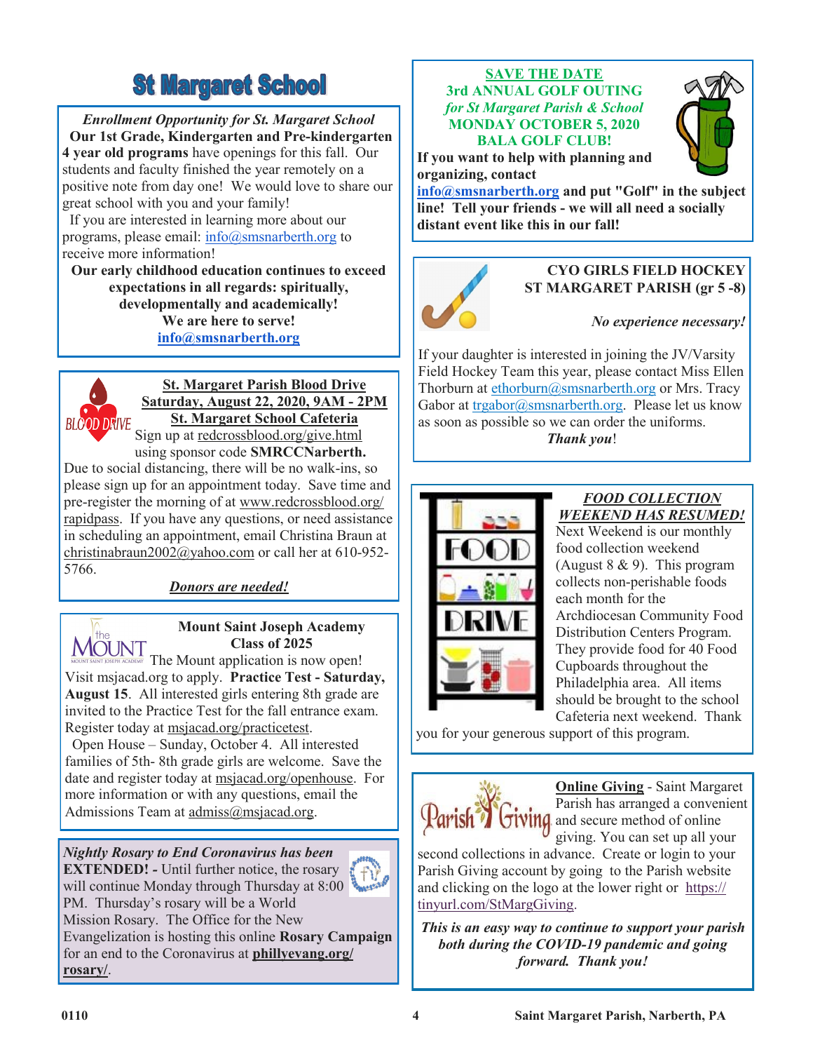# St Margaret School

*Enrollment Opportunity for St. Margaret School*

**Our 1st Grade, Kindergarten and Pre-kindergarten 4 year old programs** have openings for this fall. Our students and faculty finished the year remotely on a positive note from day one! We would love to share our great school with you and your family!

If you are interested in learning more about our programs, please email: info@smsnarberth.org to receive more information!

**Our early childhood education continues to exceed expectations in all regards: spiritually, developmentally and academically!**

**We are here to serve!**

**info@smsnarberth.org**

---

**St. Margaret Parish Blood Drive**
**Saturday, August 22, 2020, 9AM - 2PM**
**St. Margaret School Cafeteria**

Sign up at redcrossblood.org/give.html using sponsor code **SMRCCNarberth.**

Due to social distancing, there will be no walk-ins, so please sign up for an appointment today. Save time and pre-register the morning of at www.redcrossblood.org/rapidpass. If you have any questions, or need assistance in scheduling an appointment, email Christina Braun at christinabraun2002@yahoo.com or call her at 610-952-5766.

***Donors are needed!***

---

**Mount Saint Joseph Academy Class of 2025**

The Mount application is now open! Visit msjacad.org to apply. **Practice Test - Saturday, August 15**. All interested girls entering 8th grade are invited to the Practice Test for the fall entrance exam. Register today at msjacad.org/practicetest.

Open House – Sunday, October 4. All interested families of 5th- 8th grade girls are welcome. Save the date and register today at msjacad.org/openhouse. For more information or with any questions, email the Admissions Team at admiss@msjacad.org.

---

***Nightly Rosary to End Coronavirus has been* EXTENDED! -** Until further notice, the rosary will continue Monday through Thursday at 8:00 PM. Thursday's rosary will be a World Mission Rosary. The Office for the New Evangelization is hosting this online **Rosary Campaign** for an end to the Coronavirus at **phillyevang.org/rosary/**.

---

**SAVE THE DATE**
**3rd ANNUAL GOLF OUTING**
***for St Margaret Parish & School***
**MONDAY OCTOBER 5, 2020**
**BALA GOLF CLUB!**

**If you want to help with planning and organizing, contact info@smsnarberth.org and put "Golf" in the subject line! Tell your friends - we will all need a socially distant event like this in our fall!**

---

**CYO GIRLS FIELD HOCKEY**
**ST MARGARET PARISH (gr 5 -8)**

***No experience necessary!***

If your daughter is interested in joining the JV/Varsity Field Hockey Team this year, please contact Miss Ellen Thorburn at ethorburn@smsnarberth.org or Mrs. Tracy Gabor at trgabor@smsnarberth.org. Please let us know as soon as possible so we can order the uniforms.

***Thank you*!**

---

***FOOD COLLECTION WEEKEND HAS RESUMED!***

Next Weekend is our monthly food collection weekend (August 8 & 9). This program collects non-perishable foods each month for the Archdiocesan Community Food Distribution Centers Program. They provide food for 40 Food Cupboards throughout the Philadelphia area. All items should be brought to the school Cafeteria next weekend. Thank you for your generous support of this program.

---

**Online Giving** - Saint Margaret Parish has arranged a convenient and secure method of online giving. You can set up all your second collections in advance. Create or login to your Parish Giving account by going to the Parish website and clicking on the logo at the lower right or https://tinyurl.com/StMargGiving.

***This is an easy way to continue to support your parish both during the COVID-19 pandemic and going forward. Thank you!***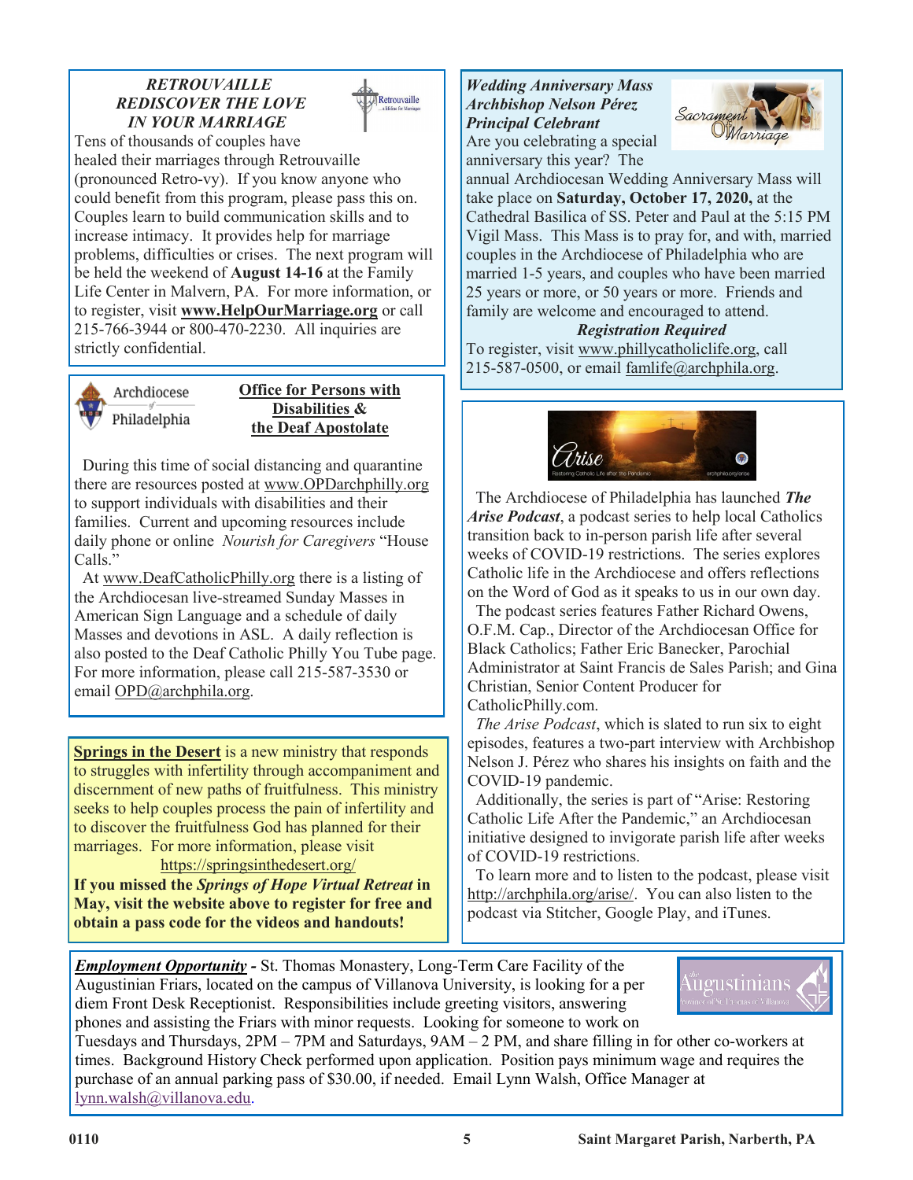## *RETROUVAILLE REDISCOVER THE LOVE IN YOUR MARRIAGE*

Tens of thousands of couples have healed their marriages through Retrouvaille (pronounced Retro-vy). If you know anyone who could benefit from this program, please pass this on. Couples learn to build communication skills and to increase intimacy. It provides help for marriage problems, difficulties or crises. The next program will be held the weekend of **August 14-16** at the Family Life Center in Malvern, PA. For more information, or to register, visit **www.HelpOurMarriage.org** or call 215-766-3944 or 800-470-2230. All inquiries are strictly confidential.

## Office for Persons with Disabilities & the Deaf Apostolate

During this time of social distancing and quarantine there are resources posted at www.OPDarchphilly.org to support individuals with disabilities and their families. Current and upcoming resources include daily phone or online *Nourish for Caregivers* "House Calls."

At www.DeafCatholicPhilly.org there is a listing of the Archdiocesan live-streamed Sunday Masses in American Sign Language and a schedule of daily Masses and devotions in ASL. A daily reflection is also posted to the Deaf Catholic Philly You Tube page. For more information, please call 215-587-3530 or email OPD@archphila.org.

**Springs in the Desert** is a new ministry that responds to struggles with infertility through accompaniment and discernment of new paths of fruitfulness. This ministry seeks to help couples process the pain of infertility and to discover the fruitfulness God has planned for their marriages. For more information, please visit https://springsinthedesert.org/

**If you missed the *Springs of Hope Virtual Retreat* in May, visit the website above to register for free and obtain a pass code for the videos and handouts!**

## *Wedding Anniversary Mass Archbishop Nelson Pérez Principal Celebrant*

Are you celebrating a special anniversary this year? The annual Archdiocesan Wedding Anniversary Mass will take place on **Saturday, October 17, 2020,** at the Cathedral Basilica of SS. Peter and Paul at the 5:15 PM Vigil Mass. This Mass is to pray for, and with, married couples in the Archdiocese of Philadelphia who are married 1-5 years, and couples who have been married 25 years or more, or 50 years or more. Friends and family are welcome and encouraged to attend.

***Registration Required***

To register, visit www.phillycatholiclife.org, call 215-587-0500, or email famlife@archphila.org.

The Archdiocese of Philadelphia has launched ***The Arise Podcast***, a podcast series to help local Catholics transition back to in-person parish life after several weeks of COVID-19 restrictions. The series explores Catholic life in the Archdiocese and offers reflections on the Word of God as it speaks to us in our own day.

The podcast series features Father Richard Owens, O.F.M. Cap., Director of the Archdiocesan Office for Black Catholics; Father Eric Banecker, Parochial Administrator at Saint Francis de Sales Parish; and Gina Christian, Senior Content Producer for CatholicPhilly.com.

*The Arise Podcast*, which is slated to run six to eight episodes, features a two-part interview with Archbishop Nelson J. Pérez who shares his insights on faith and the COVID-19 pandemic.

Additionally, the series is part of "Arise: Restoring Catholic Life After the Pandemic," an Archdiocesan initiative designed to invigorate parish life after weeks of COVID-19 restrictions.

To learn more and to listen to the podcast, please visit http://archphila.org/arise/. You can also listen to the podcast via Stitcher, Google Play, and iTunes.

***Employment Opportunity* -** St. Thomas Monastery, Long-Term Care Facility of the Augustinian Friars, located on the campus of Villanova University, is looking for a per diem Front Desk Receptionist. Responsibilities include greeting visitors, answering phones and assisting the Friars with minor requests. Looking for someone to work on Tuesdays and Thursdays, 2PM – 7PM and Saturdays, 9AM – 2 PM, and share filling in for other co-workers at times. Background History Check performed upon application. Position pays minimum wage and requires the purchase of an annual parking pass of $30.00, if needed. Email Lynn Walsh, Office Manager at lynn.walsh@villanova.edu.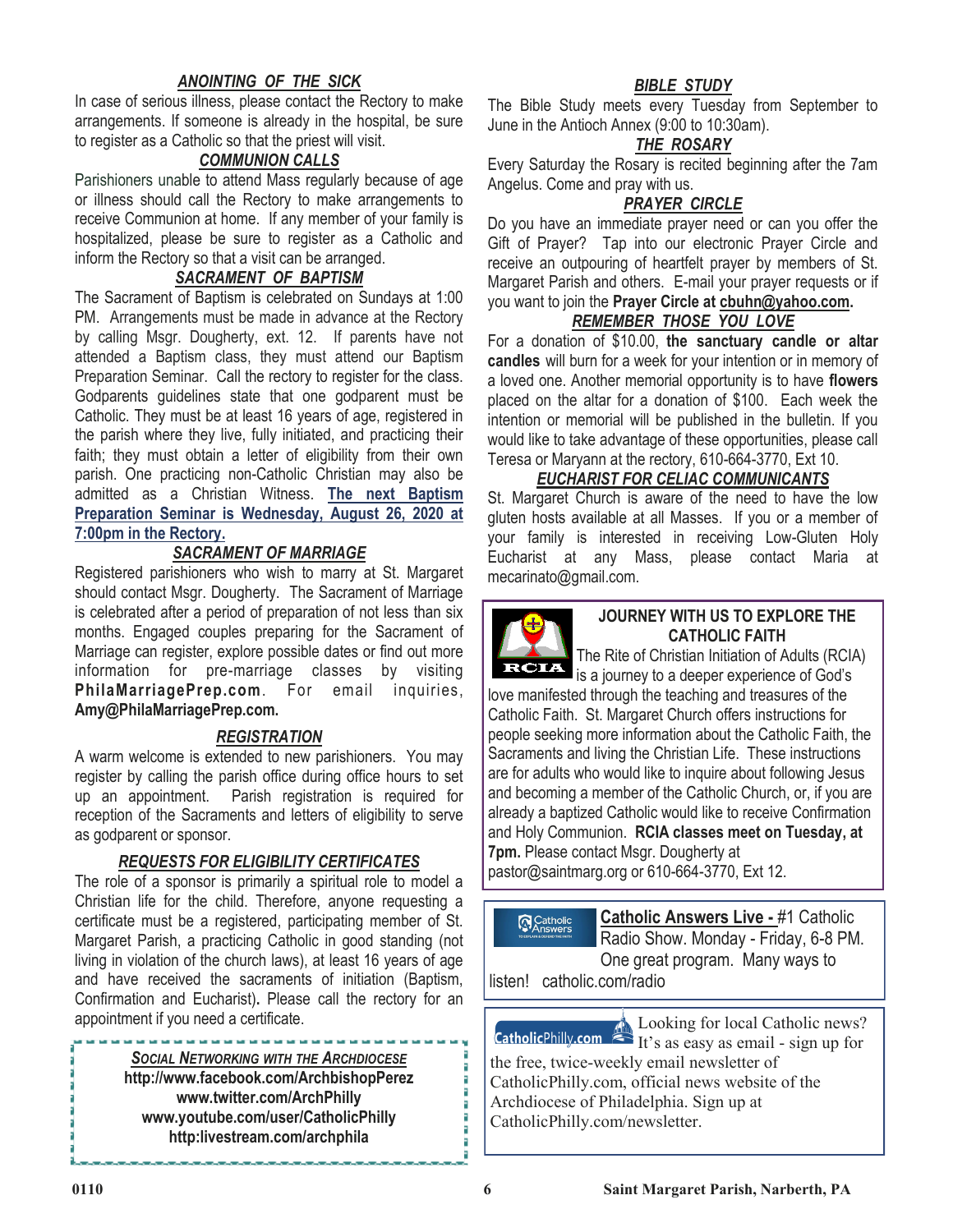## *ANOINTING OF THE SICK*

In case of serious illness, please contact the Rectory to make arrangements. If someone is already in the hospital, be sure to register as a Catholic so that the priest will visit.

## *COMMUNION CALLS*

Parishioners unable to attend Mass regularly because of age or illness should call the Rectory to make arrangements to receive Communion at home. If any member of your family is hospitalized, please be sure to register as a Catholic and inform the Rectory so that a visit can be arranged.

## *SACRAMENT OF BAPTISM*

The Sacrament of Baptism is celebrated on Sundays at 1:00 PM. Arrangements must be made in advance at the Rectory by calling Msgr. Dougherty, ext. 12. If parents have not attended a Baptism class, they must attend our Baptism Preparation Seminar. Call the rectory to register for the class. Godparents guidelines state that one godparent must be Catholic. They must be at least 16 years of age, registered in the parish where they live, fully initiated, and practicing their faith; they must obtain a letter of eligibility from their own parish. One practicing non-Catholic Christian may also be admitted as a Christian Witness. **The next Baptism Preparation Seminar is Wednesday, August 26, 2020 at 7:00pm in the Rectory.**

## *SACRAMENT OF MARRIAGE*

Registered parishioners who wish to marry at St. Margaret should contact Msgr. Dougherty. The Sacrament of Marriage is celebrated after a period of preparation of not less than six months. Engaged couples preparing for the Sacrament of Marriage can register, explore possible dates or find out more information for pre-marriage classes by visiting **PhilaMarriagePrep.com**. For email inquiries, **Amy@PhilaMarriagePrep.com.**

## *REGISTRATION*

A warm welcome is extended to new parishioners. You may register by calling the parish office during office hours to set up an appointment. Parish registration is required for reception of the Sacraments and letters of eligibility to serve as godparent or sponsor.

## *REQUESTS FOR ELIGIBILITY CERTIFICATES*

The role of a sponsor is primarily a spiritual role to model a Christian life for the child. Therefore, anyone requesting a certificate must be a registered, participating member of St. Margaret Parish, a practicing Catholic in good standing (not living in violation of the church laws), at least 16 years of age and have received the sacraments of initiation (Baptism, Confirmation and Eucharist). Please call the rectory for an appointment if you need a certificate.

### *SOCIAL NETWORKING WITH THE ARCHDIOCESE*

**http://www.facebook.com/ArchbishopPerez**
**www.twitter.com/ArchPhilly**
**www.youtube.com/user/CatholicPhilly**
**http:livestream.com/archphila**

## *BIBLE STUDY*

The Bible Study meets every Tuesday from September to June in the Antioch Annex (9:00 to 10:30am).

## *THE ROSARY*

Every Saturday the Rosary is recited beginning after the 7am Angelus. Come and pray with us.

## *PRAYER CIRCLE*

Do you have an immediate prayer need or can you offer the Gift of Prayer? Tap into our electronic Prayer Circle and receive an outpouring of heartfelt prayer by members of St. Margaret Parish and others. E-mail your prayer requests or if you want to join the **Prayer Circle at cbuhn@yahoo.com.**

## *REMEMBER THOSE YOU LOVE*

For a donation of $10.00, **the sanctuary candle or altar candles** will burn for a week for your intention or in memory of a loved one. Another memorial opportunity is to have **flowers** placed on the altar for a donation of $100. Each week the intention or memorial will be published in the bulletin. If you would like to take advantage of these opportunities, please call Teresa or Maryann at the rectory, 610-664-3770, Ext 10.

## *EUCHARIST FOR CELIAC COMMUNICANTS*

St. Margaret Church is aware of the need to have the low gluten hosts available at all Masses. If you or a member of your family is interested in receiving Low-Gluten Holy Eucharist at any Mass, please contact Maria at mecarinato@gmail.com.

### JOURNEY WITH US TO EXPLORE THE CATHOLIC FAITH

RCIA

The Rite of Christian Initiation of Adults (RCIA) is a journey to a deeper experience of God's love manifested through the teaching and treasures of the Catholic Faith. St. Margaret Church offers instructions for people seeking more information about the Catholic Faith, the Sacraments and living the Christian Life. These instructions are for adults who would like to inquire about following Jesus and becoming a member of the Catholic Church, or, if you are already a baptized Catholic would like to receive Confirmation and Holy Communion. **RCIA classes meet on Tuesday, at 7pm.** Please contact Msgr. Dougherty at pastor@saintmarg.org or 610-664-3770, Ext 12.

**Catholic Answers Live -** #1 Catholic Radio Show. Monday - Friday, 6-8 PM. One great program. Many ways to listen! catholic.com/radio

Looking for local Catholic news? It's as easy as email - sign up for the free, twice-weekly email newsletter of CatholicPhilly.com, official news website of the Archdiocese of Philadelphia. Sign up at CatholicPhilly.com/newsletter.